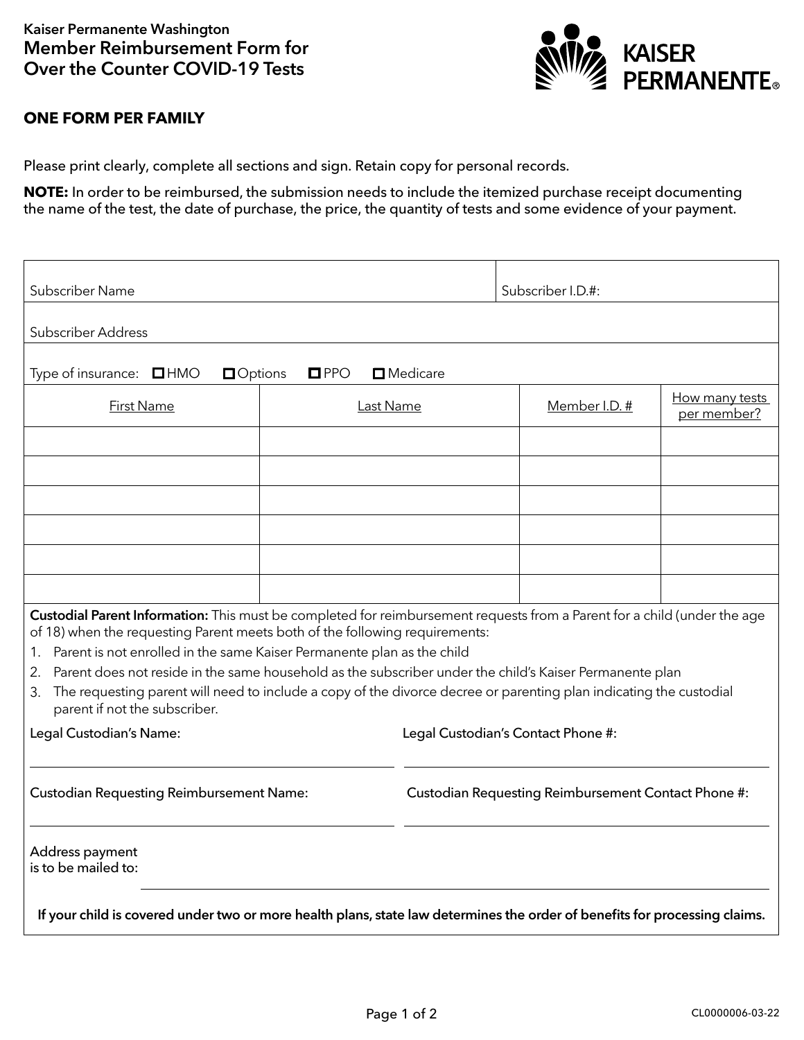Kaiser Permanente Washington

# Member Reimbursement Form for Over the Counter COVID-19 Tests

**ONE FORM PER FAMILY**

Please print clearly, complete all sections and sign. Retain copy for personal records.

**NOTE:** In order to be reimbursed, the submission needs to include the itemized purchase receipt documenting the name of the test, the date of purchase, the price, the quantity of tests and some evidence of your payment.

Subscriber Name: ____________________ Subscriber I.D.#: ____________________

Subscriber Address: ____________________

Type of insurance: ☐ HMO ☐ Options ☐ PPO ☐ Medicare

| First Name | Last Name | Member I.D. # | How many tests per member? |
|---|---|---|---|
| | | | |
| | | | |
| | | | |
| | | | |
| | | | |
| | | | |

**Custodial Parent Information:** This must be completed for reimbursement requests from a Parent for a child (under the age of 18) when the requesting Parent meets both of the following requirements:

1. Parent is not enrolled in the same Kaiser Permanente plan as the child
2. Parent does not reside in the same household as the subscriber under the child's Kaiser Permanente plan
3. The requesting parent will need to include a copy of the divorce decree or parenting plan indicating the custodial parent if not the subscriber.

Legal Custodian's Name: ____________________ Legal Custodian's Contact Phone #: ____________________

Custodian Requesting Reimbursement Name: ____________________ Custodian Requesting Reimbursement Contact Phone #: ____________________

Address payment is to be mailed to: ____________________

**If your child is covered under two or more health plans, state law determines the order of benefits for processing claims.**

CL0000006-03-22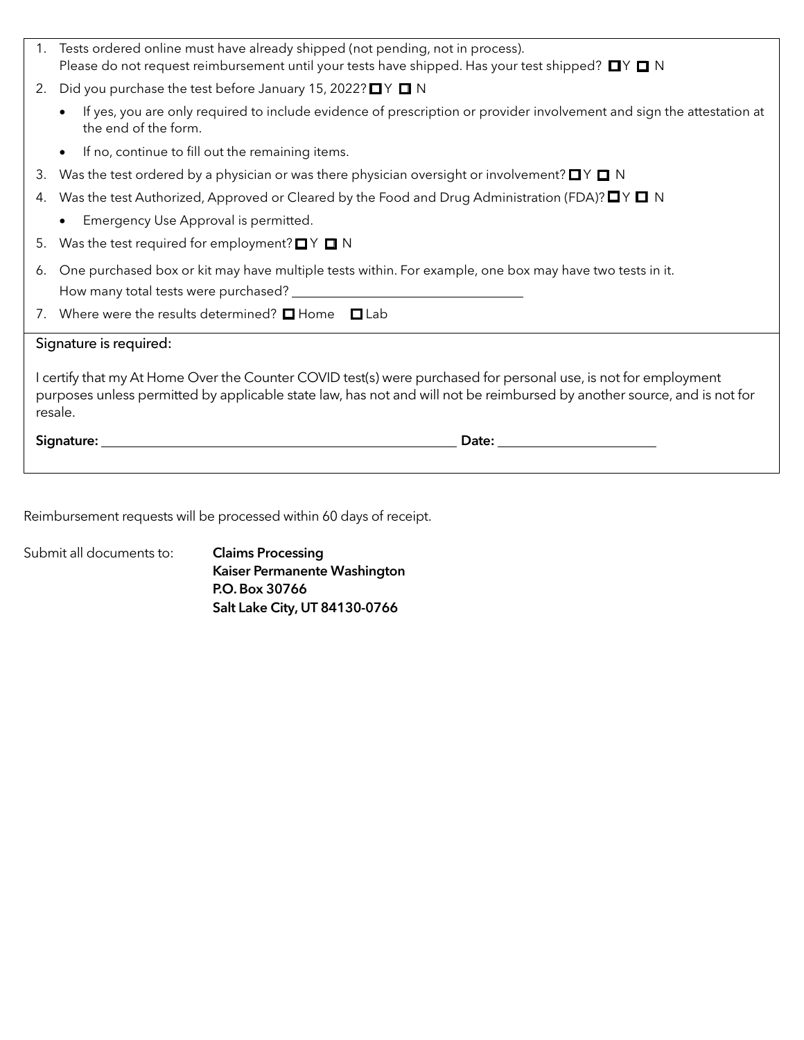1. Tests ordered online must have already shipped (not pending, not in process).
   Please do not request reimbursement until your tests have shipped. Has your test shipped? ☐ Y ☐ N
2. Did you purchase the test before January 15, 2022? ☐ Y ☐ N
   - If yes, you are only required to include evidence of prescription or provider involvement and sign the attestation at the end of the form.
   - If no, continue to fill out the remaining items.
3. Was the test ordered by a physician or was there physician oversight or involvement? ☐ Y ☐ N
4. Was the test Authorized, Approved or Cleared by the Food and Drug Administration (FDA)? ☐ Y ☐ N
   - Emergency Use Approval is permitted.
5. Was the test required for employment? ☐ Y ☐ N
6. One purchased box or kit may have multiple tests within. For example, one box may have two tests in it.
   How many total tests were purchased? ______________________________
7. Where were the results determined? ☐ Home ☐ Lab

Signature is required:

I certify that my At Home Over the Counter COVID test(s) were purchased for personal use, is not for employment purposes unless permitted by applicable state law, has not and will not be reimbursed by another source, and is not for resale.

**Signature:** ______________________________ **Date:** ____________________

Reimbursement requests will be processed within 60 days of receipt.

Submit all documents to:

**Claims Processing**
**Kaiser Permanente Washington**
**P.O. Box 30766**
**Salt Lake City, UT 84130-0766**